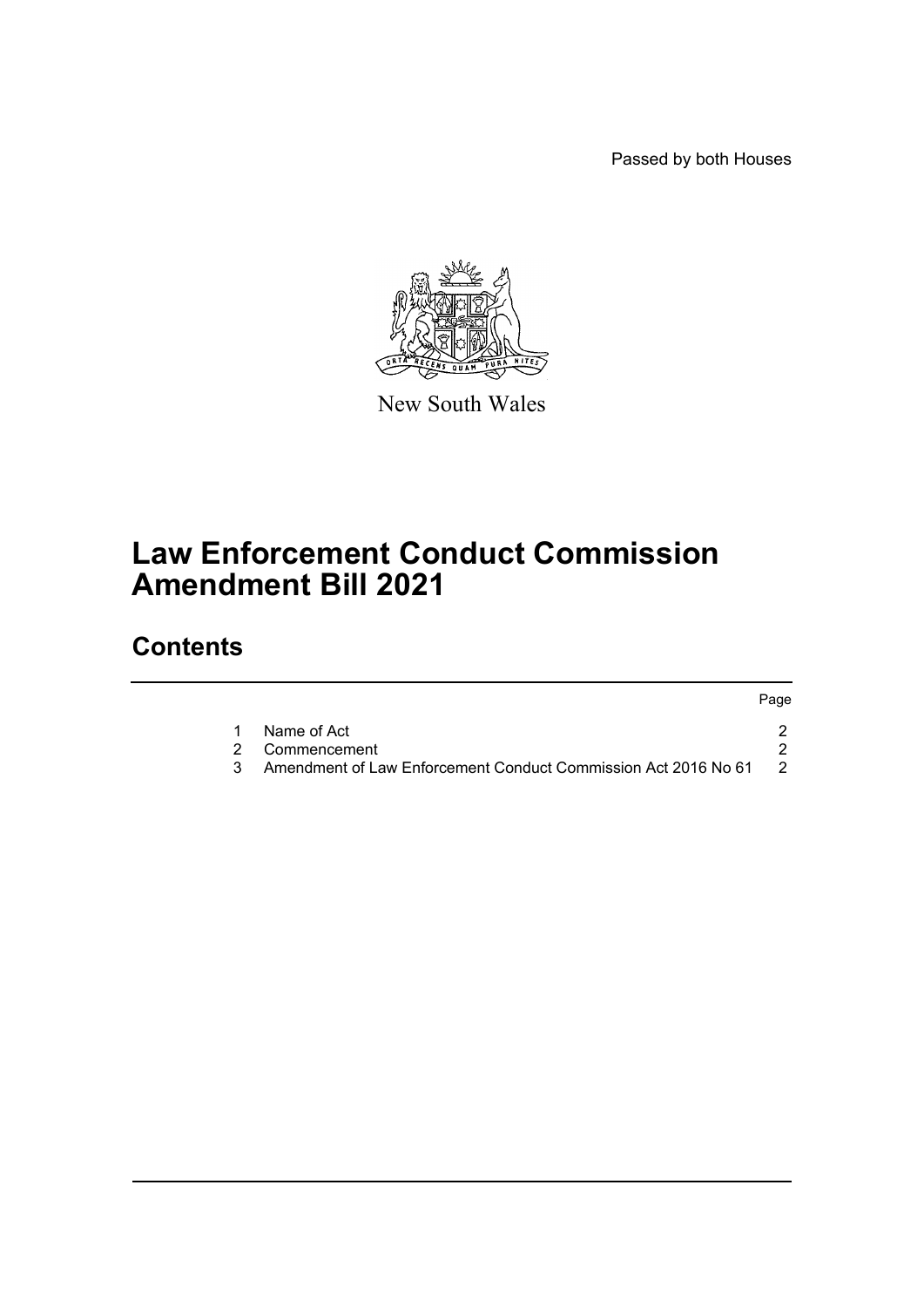Passed by both Houses

New South Wales

# Law Enforcement Conduct Commission Amendment Bill 2021

## Contents

| | | Page |
|---|---|---|
| 1 | Name of Act | 2 |
| 2 | Commencement | 2 |
| 3 | Amendment of Law Enforcement Conduct Commission Act 2016 No 61 | 2 |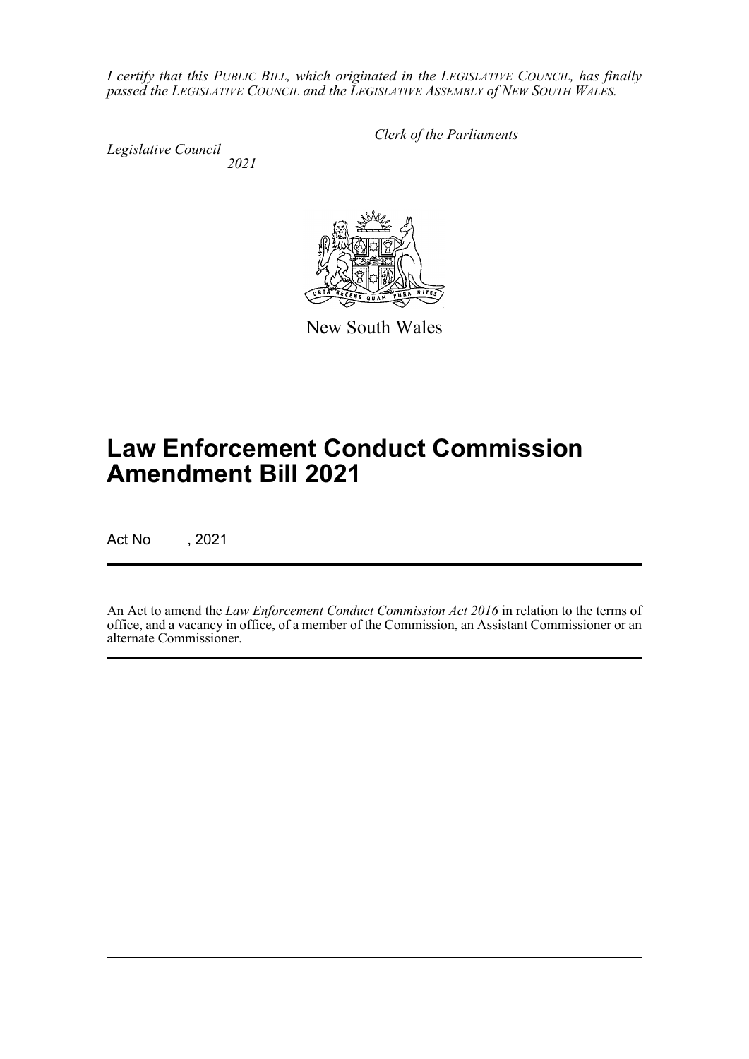*I certify that this PUBLIC BILL, which originated in the LEGISLATIVE COUNCIL, has finally passed the LEGISLATIVE COUNCIL and the LEGISLATIVE ASSEMBLY of NEW SOUTH WALES.*

*Clerk of the Parliaments*

*Legislative Council*
*2021*

New South Wales

# Law Enforcement Conduct Commission Amendment Bill 2021

Act No , 2021

An Act to amend the *Law Enforcement Conduct Commission Act 2016* in relation to the terms of office, and a vacancy in office, of a member of the Commission, an Assistant Commissioner or an alternate Commissioner.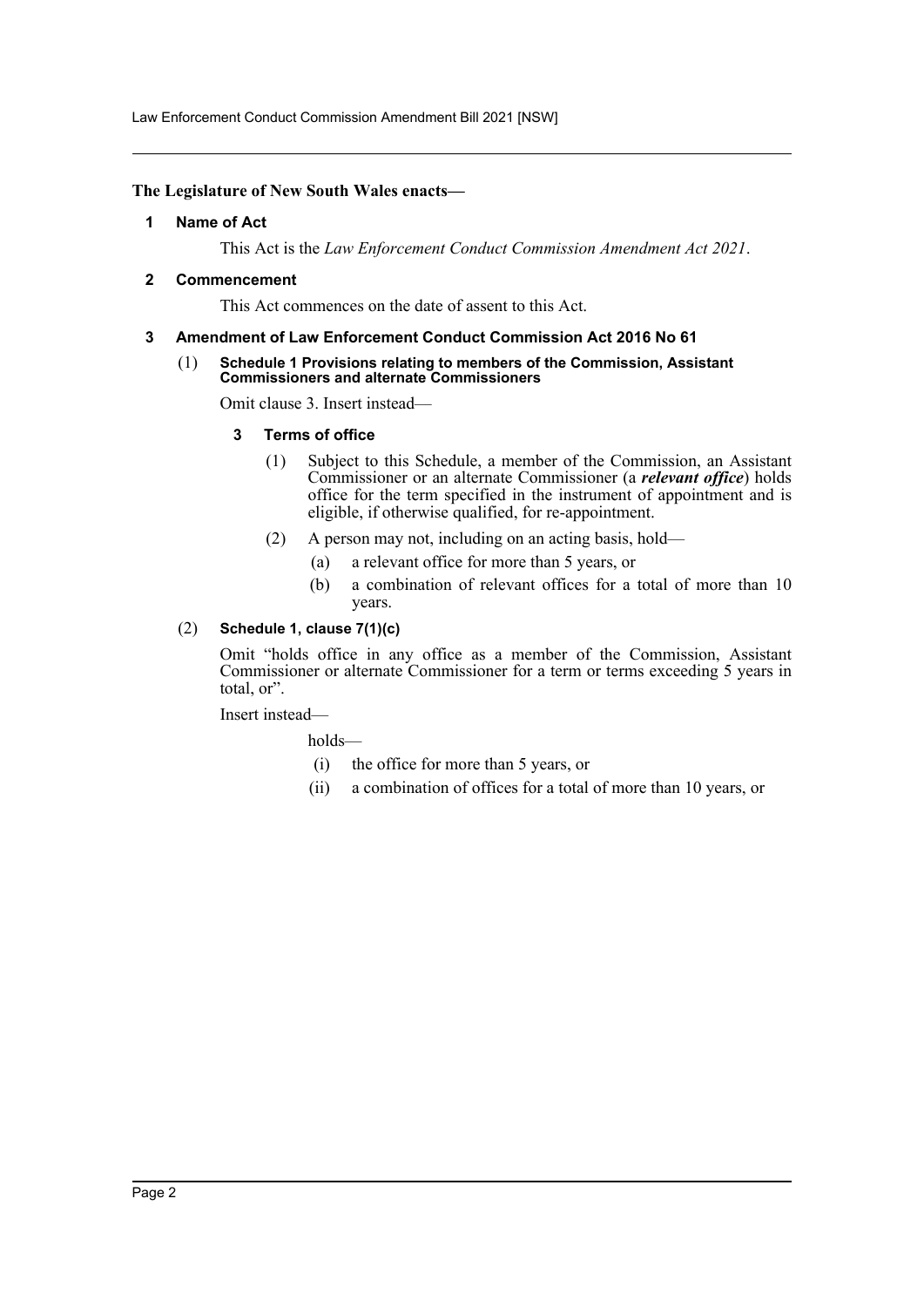## The Legislature of New South Wales enacts—

### 1 Name of Act

This Act is the *Law Enforcement Conduct Commission Amendment Act 2021*.

### 2 Commencement

This Act commences on the date of assent to this Act.

### 3 Amendment of Law Enforcement Conduct Commission Act 2016 No 61

(1) **Schedule 1 Provisions relating to members of the Commission, Assistant Commissioners and alternate Commissioners**

Omit clause 3. Insert instead—

**3 Terms of office**

(1) Subject to this Schedule, a member of the Commission, an Assistant Commissioner or an alternate Commissioner (a ***relevant office***) holds office for the term specified in the instrument of appointment and is eligible, if otherwise qualified, for re-appointment.

(2) A person may not, including on an acting basis, hold—

(a) a relevant office for more than 5 years, or

(b) a combination of relevant offices for a total of more than 10 years.

(2) **Schedule 1, clause 7(1)(c)**

Omit "holds office in any office as a member of the Commission, Assistant Commissioner or alternate Commissioner for a term or terms exceeding 5 years in total, or".

Insert instead—

holds—

(i) the office for more than 5 years, or

(ii) a combination of offices for a total of more than 10 years, or